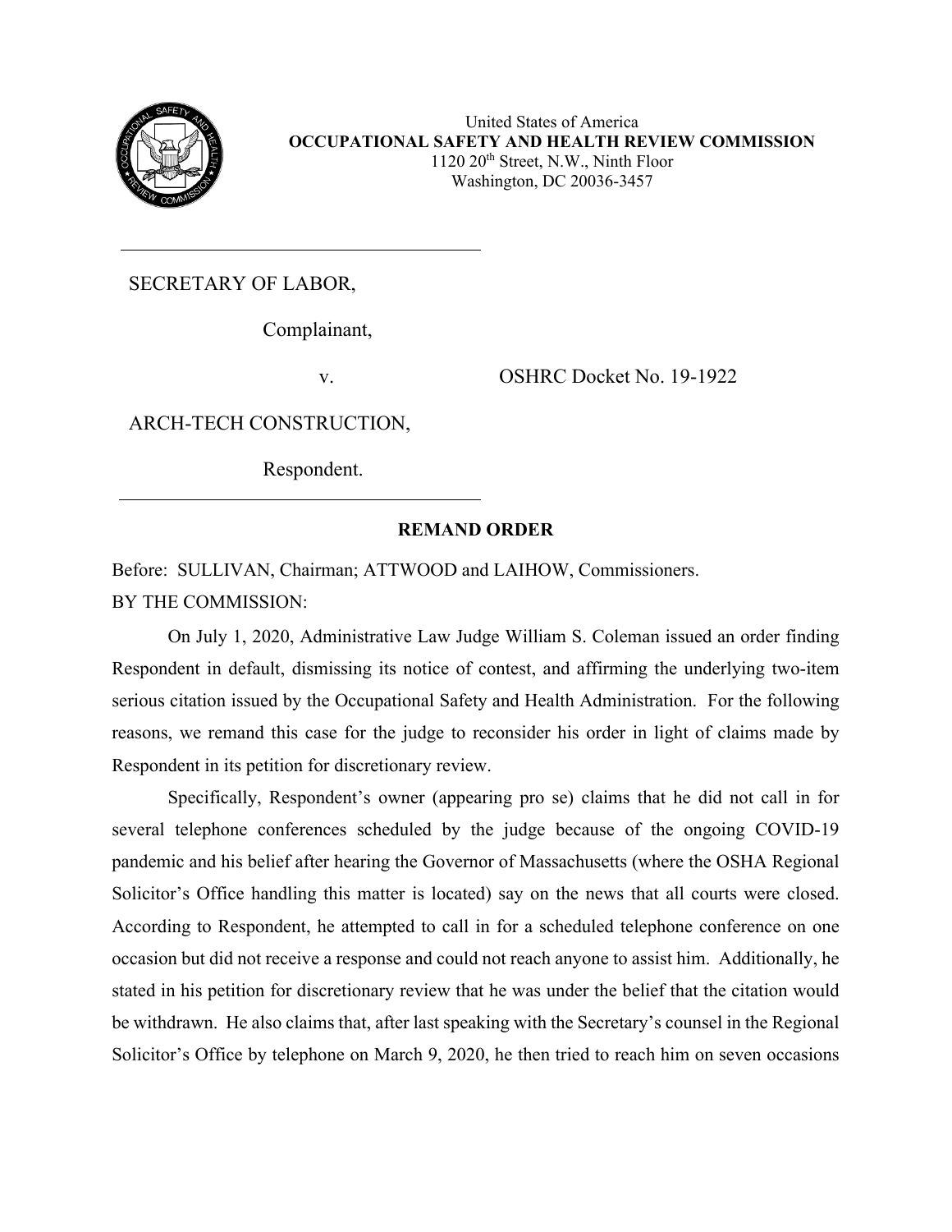United States of America
**OCCUPATIONAL SAFETY AND HEALTH REVIEW COMMISSION**
1120 20th Street, N.W., Ninth Floor
Washington, DC 20036-3457

---

SECRETARY OF LABOR,

Complainant,

v. OSHRC Docket No. 19-1922

ARCH-TECH CONSTRUCTION,

Respondent.

---

## REMAND ORDER

Before: SULLIVAN, Chairman; ATTWOOD and LAIHOW, Commissioners.

BY THE COMMISSION:

On July 1, 2020, Administrative Law Judge William S. Coleman issued an order finding Respondent in default, dismissing its notice of contest, and affirming the underlying two-item serious citation issued by the Occupational Safety and Health Administration. For the following reasons, we remand this case for the judge to reconsider his order in light of claims made by Respondent in its petition for discretionary review.

Specifically, Respondent's owner (appearing pro se) claims that he did not call in for several telephone conferences scheduled by the judge because of the ongoing COVID-19 pandemic and his belief after hearing the Governor of Massachusetts (where the OSHA Regional Solicitor's Office handling this matter is located) say on the news that all courts were closed. According to Respondent, he attempted to call in for a scheduled telephone conference on one occasion but did not receive a response and could not reach anyone to assist him. Additionally, he stated in his petition for discretionary review that he was under the belief that the citation would be withdrawn. He also claims that, after last speaking with the Secretary's counsel in the Regional Solicitor's Office by telephone on March 9, 2020, he then tried to reach him on seven occasions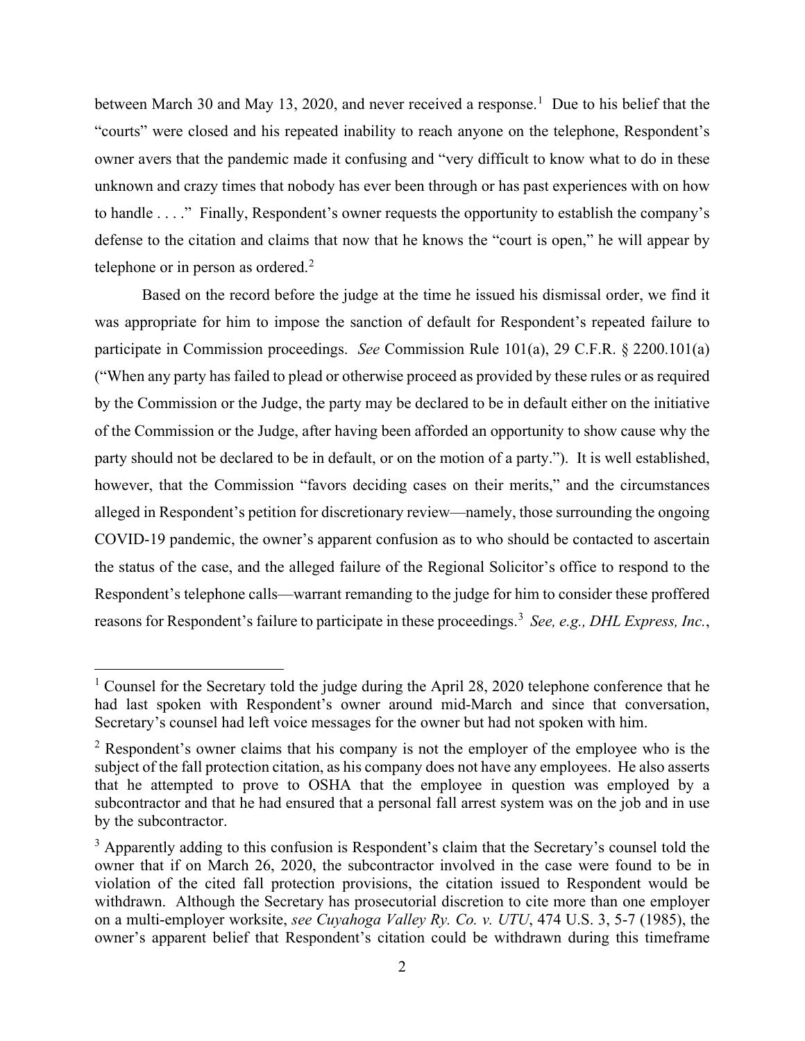between March 30 and May 13, 2020, and never received a response.[1] Due to his belief that the "courts" were closed and his repeated inability to reach anyone on the telephone, Respondent's owner avers that the pandemic made it confusing and "very difficult to know what to do in these unknown and crazy times that nobody has ever been through or has past experiences with on how to handle . . . ." Finally, Respondent's owner requests the opportunity to establish the company's defense to the citation and claims that now that he knows the "court is open," he will appear by telephone or in person as ordered.[2]

Based on the record before the judge at the time he issued his dismissal order, we find it was appropriate for him to impose the sanction of default for Respondent's repeated failure to participate in Commission proceedings. *See* Commission Rule 101(a), 29 C.F.R. § 2200.101(a) ("When any party has failed to plead or otherwise proceed as provided by these rules or as required by the Commission or the Judge, the party may be declared to be in default either on the initiative of the Commission or the Judge, after having been afforded an opportunity to show cause why the party should not be declared to be in default, or on the motion of a party."). It is well established, however, that the Commission "favors deciding cases on their merits," and the circumstances alleged in Respondent's petition for discretionary review—namely, those surrounding the ongoing COVID-19 pandemic, the owner's apparent confusion as to who should be contacted to ascertain the status of the case, and the alleged failure of the Regional Solicitor's office to respond to the Respondent's telephone calls—warrant remanding to the judge for him to consider these proffered reasons for Respondent's failure to participate in these proceedings.[3] *See, e.g., DHL Express, Inc.*,

---

[1] Counsel for the Secretary told the judge during the April 28, 2020 telephone conference that he had last spoken with Respondent's owner around mid-March and since that conversation, Secretary's counsel had left voice messages for the owner but had not spoken with him.

[2] Respondent's owner claims that his company is not the employer of the employee who is the subject of the fall protection citation, as his company does not have any employees. He also asserts that he attempted to prove to OSHA that the employee in question was employed by a subcontractor and that he had ensured that a personal fall arrest system was on the job and in use by the subcontractor.

[3] Apparently adding to this confusion is Respondent's claim that the Secretary's counsel told the owner that if on March 26, 2020, the subcontractor involved in the case were found to be in violation of the cited fall protection provisions, the citation issued to Respondent would be withdrawn. Although the Secretary has prosecutorial discretion to cite more than one employer on a multi-employer worksite, *see Cuyahoga Valley Ry. Co. v. UTU*, 474 U.S. 3, 5-7 (1985), the owner's apparent belief that Respondent's citation could be withdrawn during this timeframe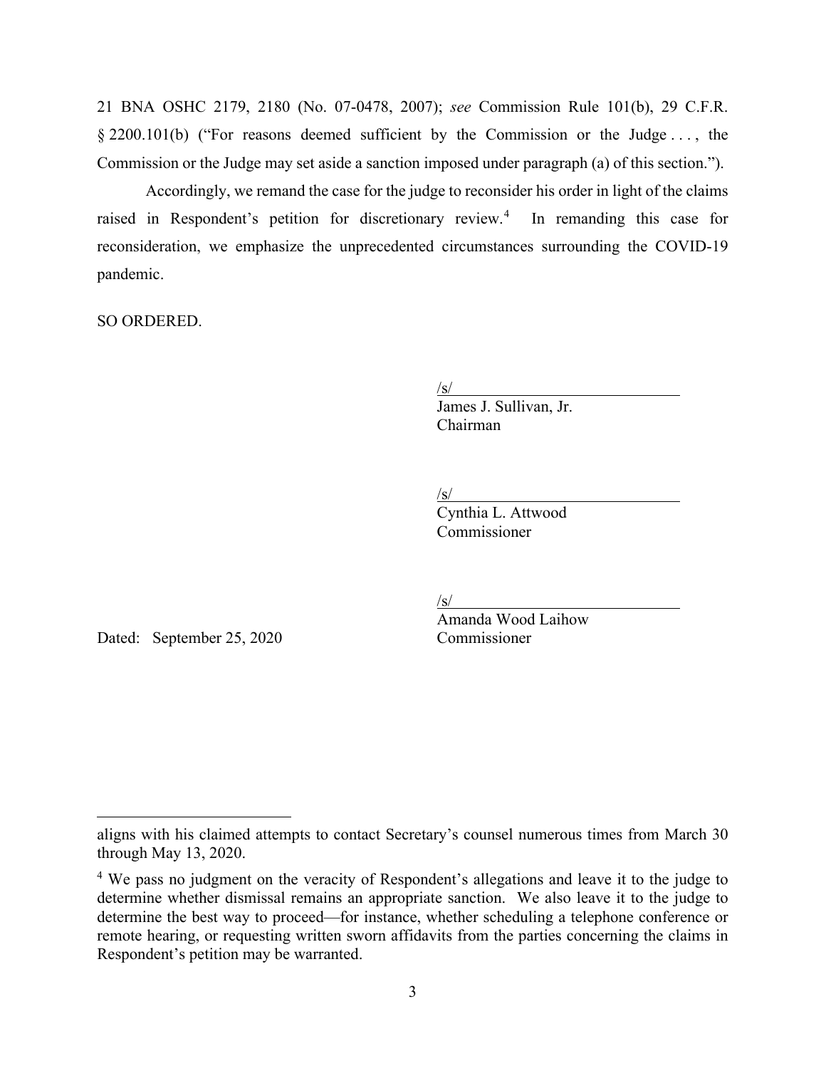21 BNA OSHC 2179, 2180 (No. 07-0478, 2007); *see* Commission Rule 101(b), 29 C.F.R. § 2200.101(b) ("For reasons deemed sufficient by the Commission or the Judge . . . , the Commission or the Judge may set aside a sanction imposed under paragraph (a) of this section.").

Accordingly, we remand the case for the judge to reconsider his order in light of the claims raised in Respondent's petition for discretionary review.[4] In remanding this case for reconsideration, we emphasize the unprecedented circumstances surrounding the COVID-19 pandemic.

SO ORDERED.

/s/
James J. Sullivan, Jr.
Chairman

/s/
Cynthia L. Attwood
Commissioner

/s/
Amanda Wood Laihow
Commissioner

Dated: September 25, 2020

---

aligns with his claimed attempts to contact Secretary's counsel numerous times from March 30 through May 13, 2020.

[4] We pass no judgment on the veracity of Respondent's allegations and leave it to the judge to determine whether dismissal remains an appropriate sanction. We also leave it to the judge to determine the best way to proceed—for instance, whether scheduling a telephone conference or remote hearing, or requesting written sworn affidavits from the parties concerning the claims in Respondent's petition may be warranted.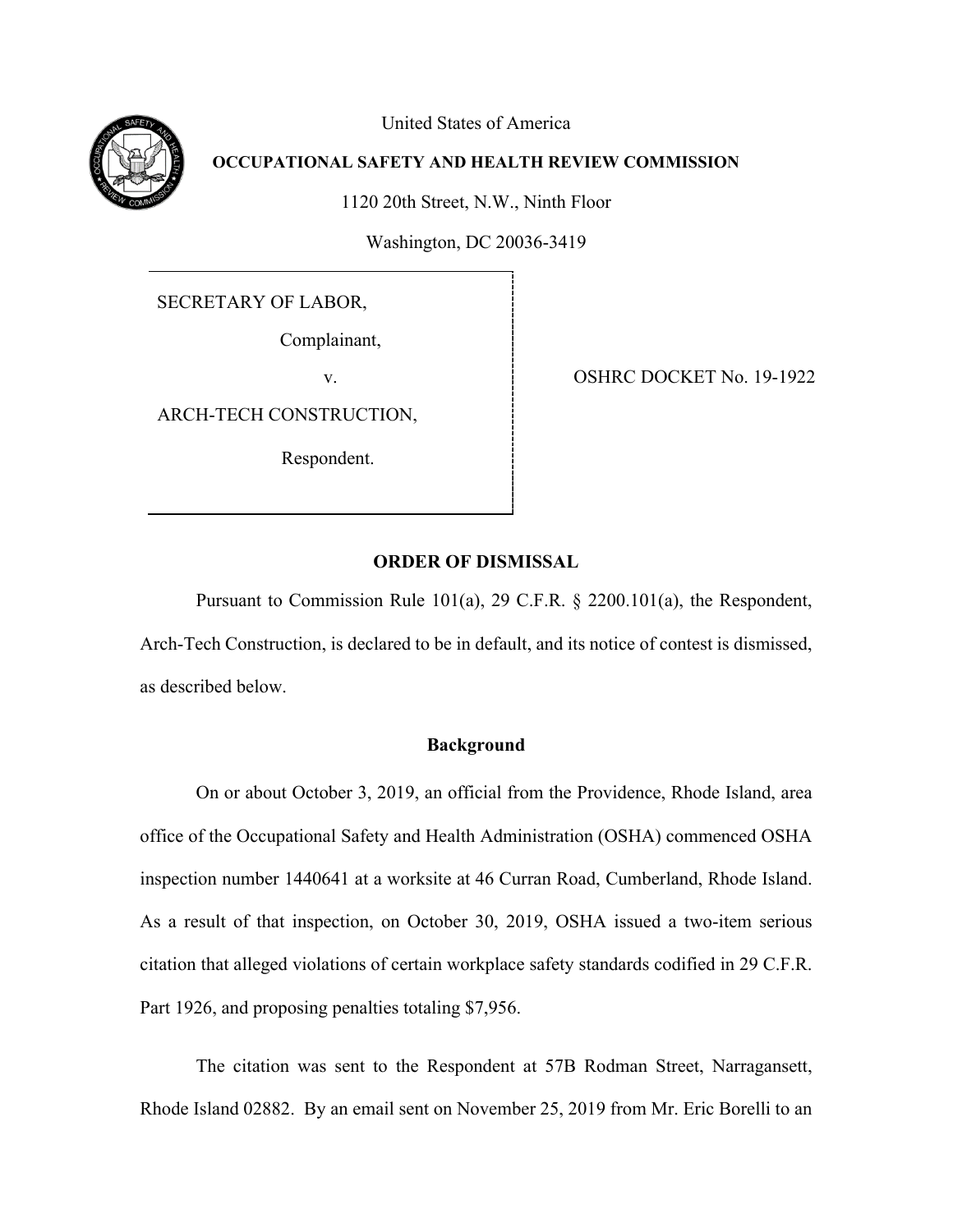United States of America

**OCCUPATIONAL SAFETY AND HEALTH REVIEW COMMISSION**

1120 20th Street, N.W., Ninth Floor

Washington, DC 20036-3419

| | |
|---|---|
| SECRETARY OF LABOR,<br><br>Complainant,<br><br>v.<br><br>ARCH-TECH CONSTRUCTION,<br><br>Respondent. | OSHRC DOCKET No. 19-1922 |

**ORDER OF DISMISSAL**

Pursuant to Commission Rule 101(a), 29 C.F.R. § 2200.101(a), the Respondent, Arch-Tech Construction, is declared to be in default, and its notice of contest is dismissed, as described below.

**Background**

On or about October 3, 2019, an official from the Providence, Rhode Island, area office of the Occupational Safety and Health Administration (OSHA) commenced OSHA inspection number 1440641 at a worksite at 46 Curran Road, Cumberland, Rhode Island. As a result of that inspection, on October 30, 2019, OSHA issued a two-item serious citation that alleged violations of certain workplace safety standards codified in 29 C.F.R. Part 1926, and proposing penalties totaling $7,956.

The citation was sent to the Respondent at 57B Rodman Street, Narragansett, Rhode Island 02882. By an email sent on November 25, 2019 from Mr. Eric Borelli to an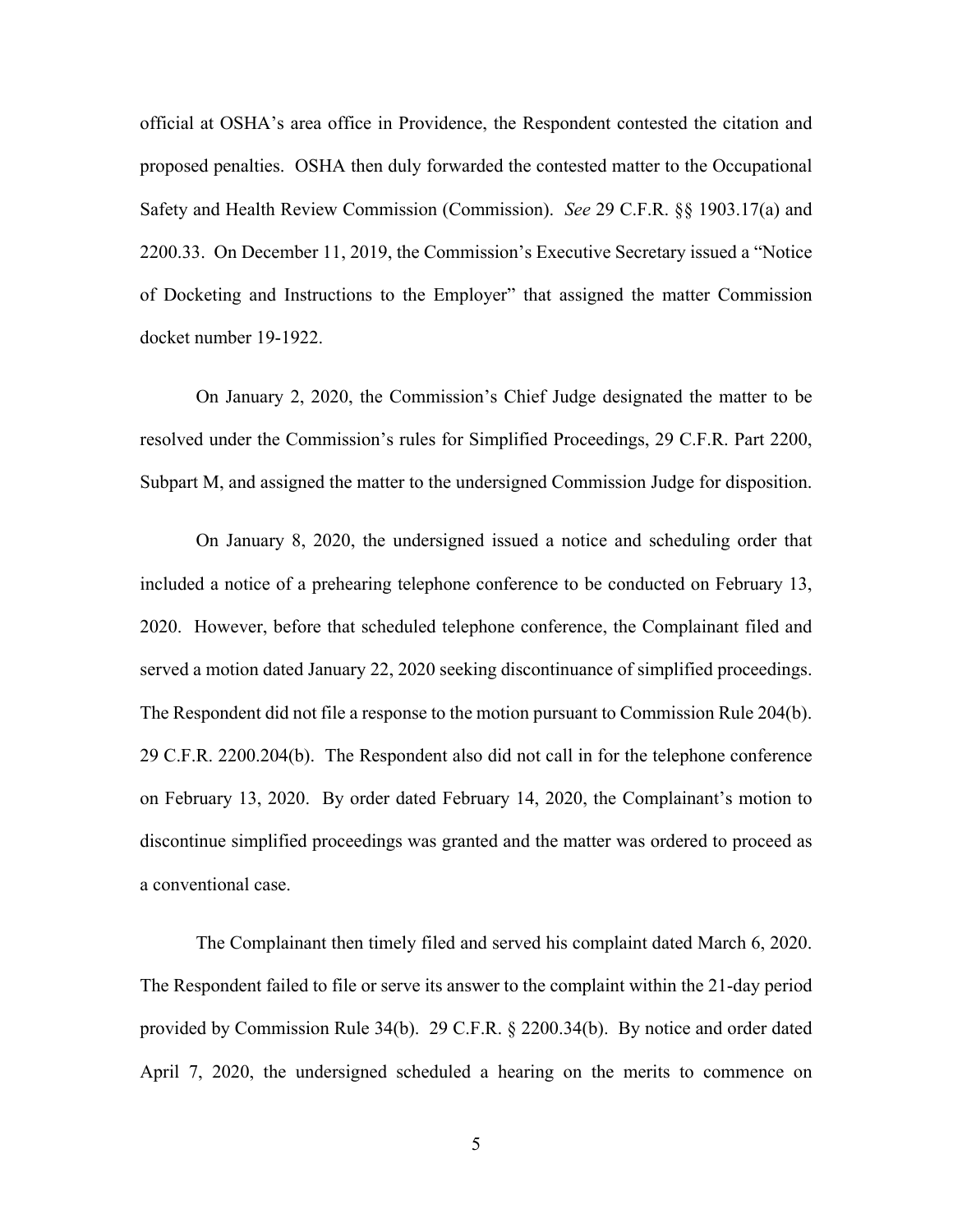official at OSHA's area office in Providence, the Respondent contested the citation and proposed penalties. OSHA then duly forwarded the contested matter to the Occupational Safety and Health Review Commission (Commission). *See* 29 C.F.R. §§ 1903.17(a) and 2200.33. On December 11, 2019, the Commission's Executive Secretary issued a "Notice of Docketing and Instructions to the Employer" that assigned the matter Commission docket number 19-1922.

On January 2, 2020, the Commission's Chief Judge designated the matter to be resolved under the Commission's rules for Simplified Proceedings, 29 C.F.R. Part 2200, Subpart M, and assigned the matter to the undersigned Commission Judge for disposition.

On January 8, 2020, the undersigned issued a notice and scheduling order that included a notice of a prehearing telephone conference to be conducted on February 13, 2020. However, before that scheduled telephone conference, the Complainant filed and served a motion dated January 22, 2020 seeking discontinuance of simplified proceedings. The Respondent did not file a response to the motion pursuant to Commission Rule 204(b). 29 C.F.R. 2200.204(b). The Respondent also did not call in for the telephone conference on February 13, 2020. By order dated February 14, 2020, the Complainant's motion to discontinue simplified proceedings was granted and the matter was ordered to proceed as a conventional case.

The Complainant then timely filed and served his complaint dated March 6, 2020. The Respondent failed to file or serve its answer to the complaint within the 21-day period provided by Commission Rule 34(b). 29 C.F.R. § 2200.34(b). By notice and order dated April 7, 2020, the undersigned scheduled a hearing on the merits to commence on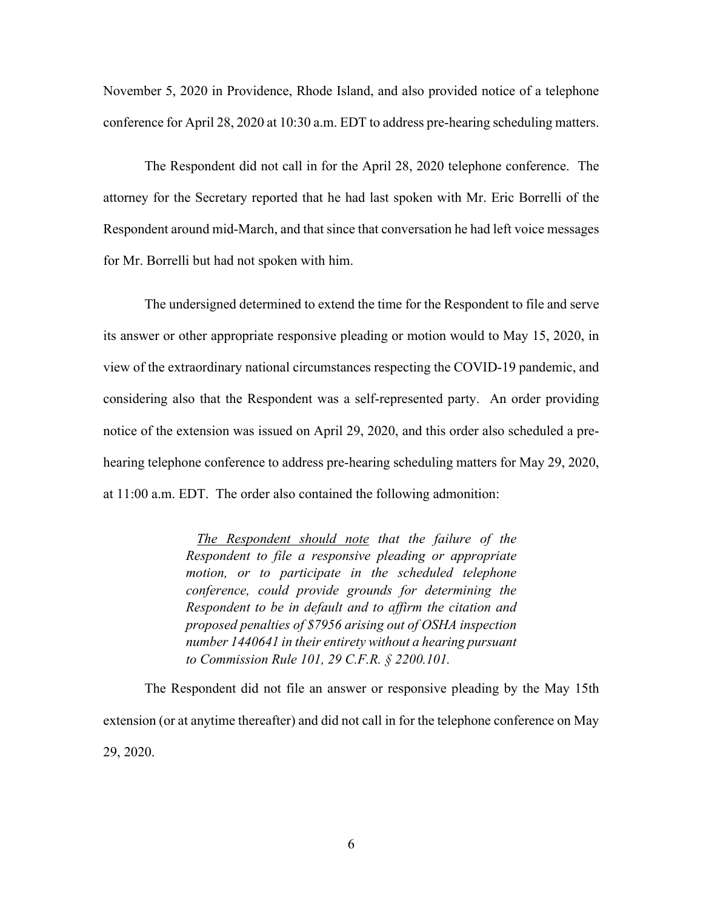November 5, 2020 in Providence, Rhode Island, and also provided notice of a telephone conference for April 28, 2020 at 10:30 a.m. EDT to address pre-hearing scheduling matters.

The Respondent did not call in for the April 28, 2020 telephone conference. The attorney for the Secretary reported that he had last spoken with Mr. Eric Borrelli of the Respondent around mid-March, and that since that conversation he had left voice messages for Mr. Borrelli but had not spoken with him.

The undersigned determined to extend the time for the Respondent to file and serve its answer or other appropriate responsive pleading or motion would to May 15, 2020, in view of the extraordinary national circumstances respecting the COVID-19 pandemic, and considering also that the Respondent was a self-represented party. An order providing notice of the extension was issued on April 29, 2020, and this order also scheduled a pre-hearing telephone conference to address pre-hearing scheduling matters for May 29, 2020, at 11:00 a.m. EDT. The order also contained the following admonition:

> *The Respondent should note that the failure of the Respondent to file a responsive pleading or appropriate motion, or to participate in the scheduled telephone conference, could provide grounds for determining the Respondent to be in default and to affirm the citation and proposed penalties of $7956 arising out of OSHA inspection number 1440641 in their entirety without a hearing pursuant to Commission Rule 101, 29 C.F.R. § 2200.101.*

The Respondent did not file an answer or responsive pleading by the May 15th extension (or at anytime thereafter) and did not call in for the telephone conference on May 29, 2020.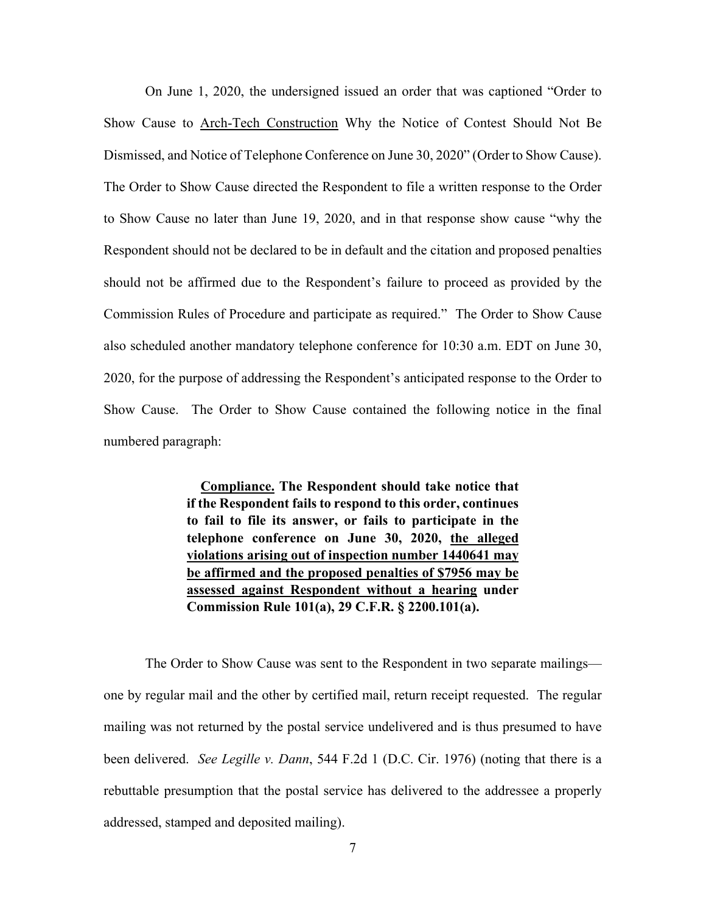On June 1, 2020, the undersigned issued an order that was captioned "Order to Show Cause to Arch-Tech Construction Why the Notice of Contest Should Not Be Dismissed, and Notice of Telephone Conference on June 30, 2020" (Order to Show Cause). The Order to Show Cause directed the Respondent to file a written response to the Order to Show Cause no later than June 19, 2020, and in that response show cause "why the Respondent should not be declared to be in default and the citation and proposed penalties should not be affirmed due to the Respondent's failure to proceed as provided by the Commission Rules of Procedure and participate as required." The Order to Show Cause also scheduled another mandatory telephone conference for 10:30 a.m. EDT on June 30, 2020, for the purpose of addressing the Respondent's anticipated response to the Order to Show Cause. The Order to Show Cause contained the following notice in the final numbered paragraph:

> **Compliance. The Respondent should take notice that if the Respondent fails to respond to this order, continues to fail to file its answer, or fails to participate in the telephone conference on June 30, 2020, the alleged violations arising out of inspection number 1440641 may be affirmed and the proposed penalties of $7956 may be assessed against Respondent without a hearing under Commission Rule 101(a), 29 C.F.R. § 2200.101(a).**

The Order to Show Cause was sent to the Respondent in two separate mailings—one by regular mail and the other by certified mail, return receipt requested. The regular mailing was not returned by the postal service undelivered and is thus presumed to have been delivered. *See Legille v. Dann*, 544 F.2d 1 (D.C. Cir. 1976) (noting that there is a rebuttable presumption that the postal service has delivered to the addressee a properly addressed, stamped and deposited mailing).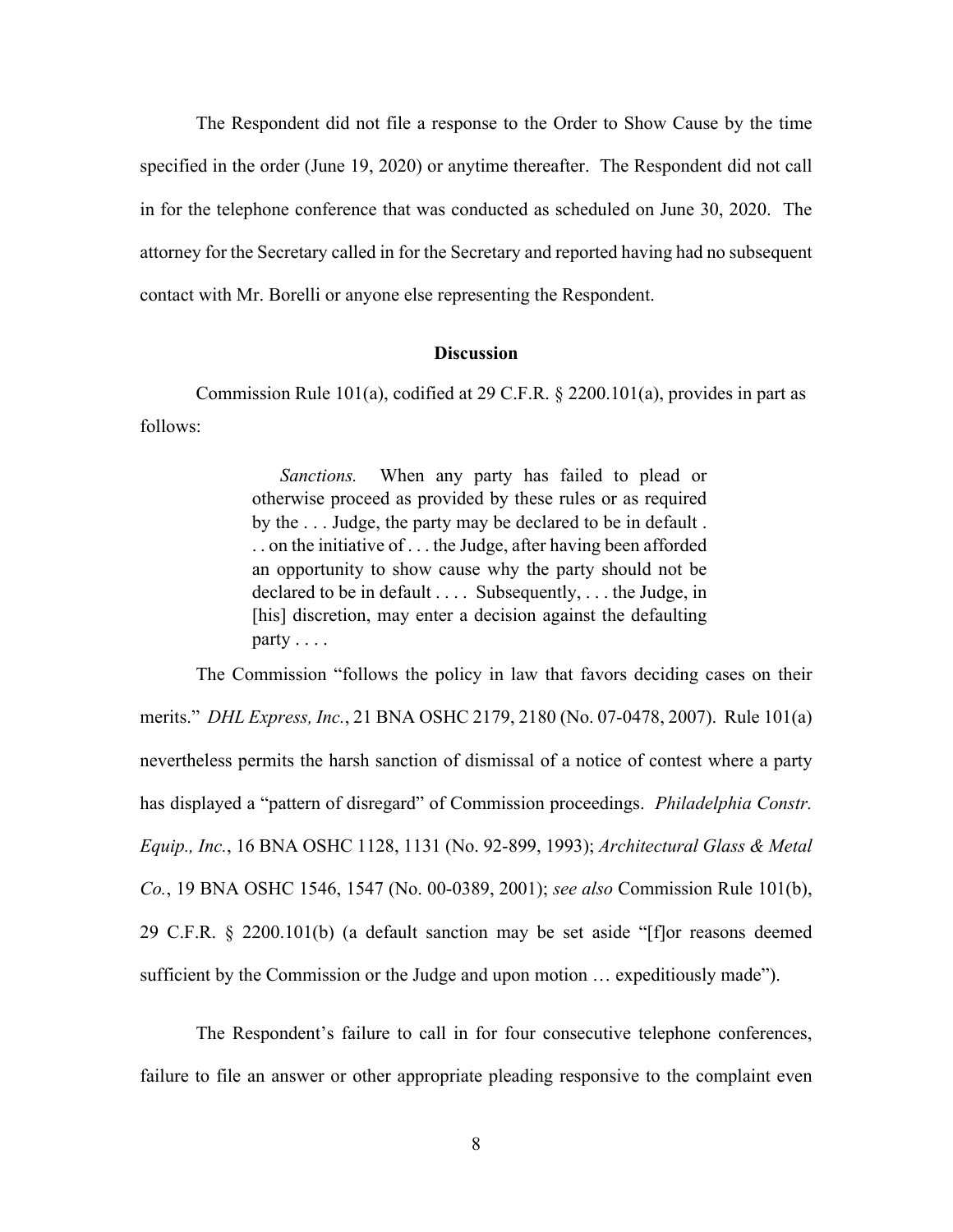The Respondent did not file a response to the Order to Show Cause by the time specified in the order (June 19, 2020) or anytime thereafter. The Respondent did not call in for the telephone conference that was conducted as scheduled on June 30, 2020. The attorney for the Secretary called in for the Secretary and reported having had no subsequent contact with Mr. Borelli or anyone else representing the Respondent.

**Discussion**

Commission Rule 101(a), codified at 29 C.F.R. § 2200.101(a), provides in part as follows:

> *Sanctions.* When any party has failed to plead or otherwise proceed as provided by these rules or as required by the . . . Judge, the party may be declared to be in default . . . on the initiative of . . . the Judge, after having been afforded an opportunity to show cause why the party should not be declared to be in default . . . . Subsequently, . . . the Judge, in [his] discretion, may enter a decision against the defaulting party . . . .

The Commission "follows the policy in law that favors deciding cases on their merits." *DHL Express, Inc.*, 21 BNA OSHC 2179, 2180 (No. 07-0478, 2007). Rule 101(a) nevertheless permits the harsh sanction of dismissal of a notice of contest where a party has displayed a "pattern of disregard" of Commission proceedings. *Philadelphia Constr. Equip., Inc.*, 16 BNA OSHC 1128, 1131 (No. 92-899, 1993); *Architectural Glass & Metal Co.*, 19 BNA OSHC 1546, 1547 (No. 00-0389, 2001); *see also* Commission Rule 101(b), 29 C.F.R. § 2200.101(b) (a default sanction may be set aside "[f]or reasons deemed sufficient by the Commission or the Judge and upon motion … expeditiously made").

The Respondent's failure to call in for four consecutive telephone conferences, failure to file an answer or other appropriate pleading responsive to the complaint even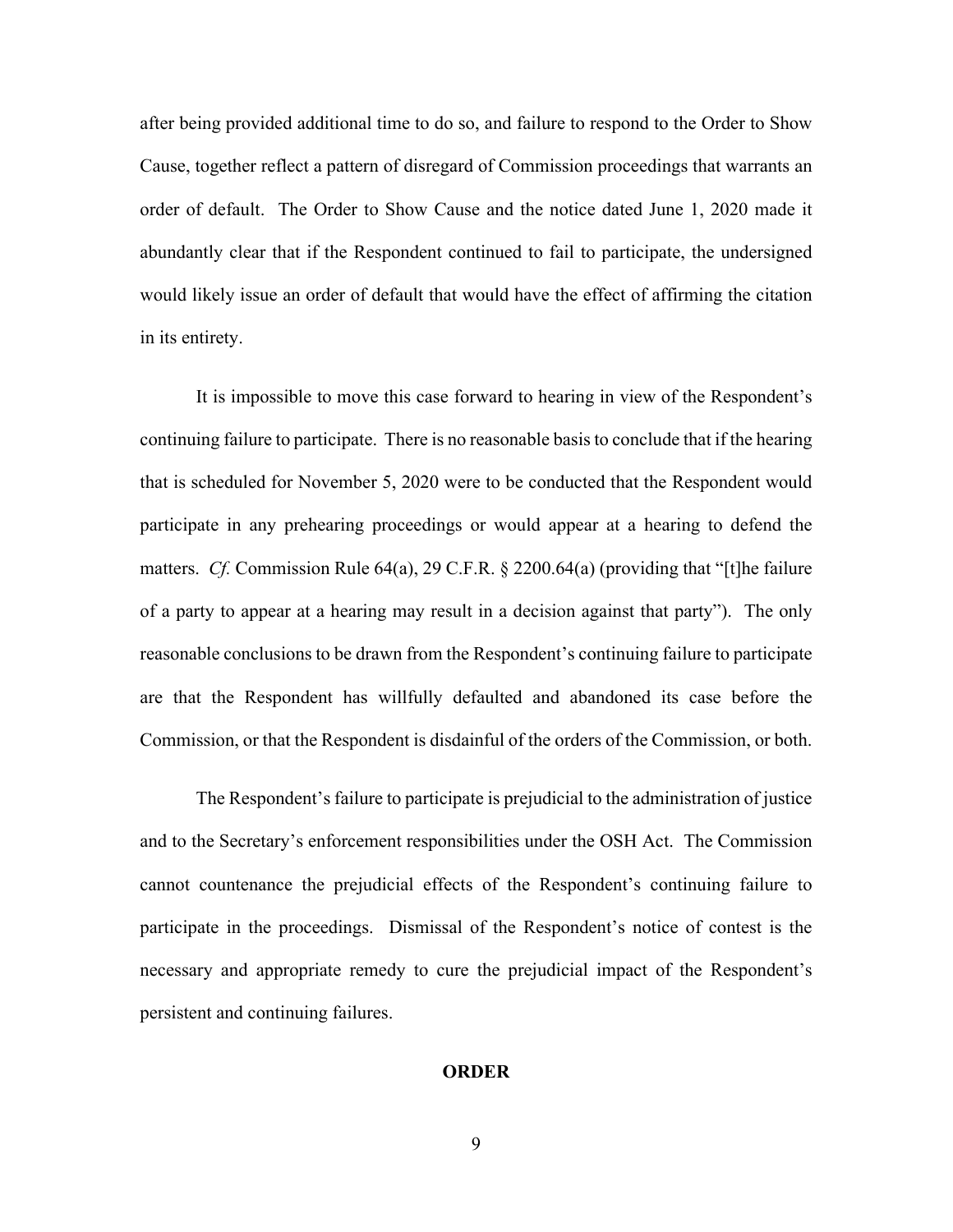after being provided additional time to do so, and failure to respond to the Order to Show Cause, together reflect a pattern of disregard of Commission proceedings that warrants an order of default. The Order to Show Cause and the notice dated June 1, 2020 made it abundantly clear that if the Respondent continued to fail to participate, the undersigned would likely issue an order of default that would have the effect of affirming the citation in its entirety.

It is impossible to move this case forward to hearing in view of the Respondent's continuing failure to participate. There is no reasonable basis to conclude that if the hearing that is scheduled for November 5, 2020 were to be conducted that the Respondent would participate in any prehearing proceedings or would appear at a hearing to defend the matters. *Cf.* Commission Rule 64(a), 29 C.F.R. § 2200.64(a) (providing that "[t]he failure of a party to appear at a hearing may result in a decision against that party"). The only reasonable conclusions to be drawn from the Respondent's continuing failure to participate are that the Respondent has willfully defaulted and abandoned its case before the Commission, or that the Respondent is disdainful of the orders of the Commission, or both.

The Respondent's failure to participate is prejudicial to the administration of justice and to the Secretary's enforcement responsibilities under the OSH Act. The Commission cannot countenance the prejudicial effects of the Respondent's continuing failure to participate in the proceedings. Dismissal of the Respondent's notice of contest is the necessary and appropriate remedy to cure the prejudicial impact of the Respondent's persistent and continuing failures.

## ORDER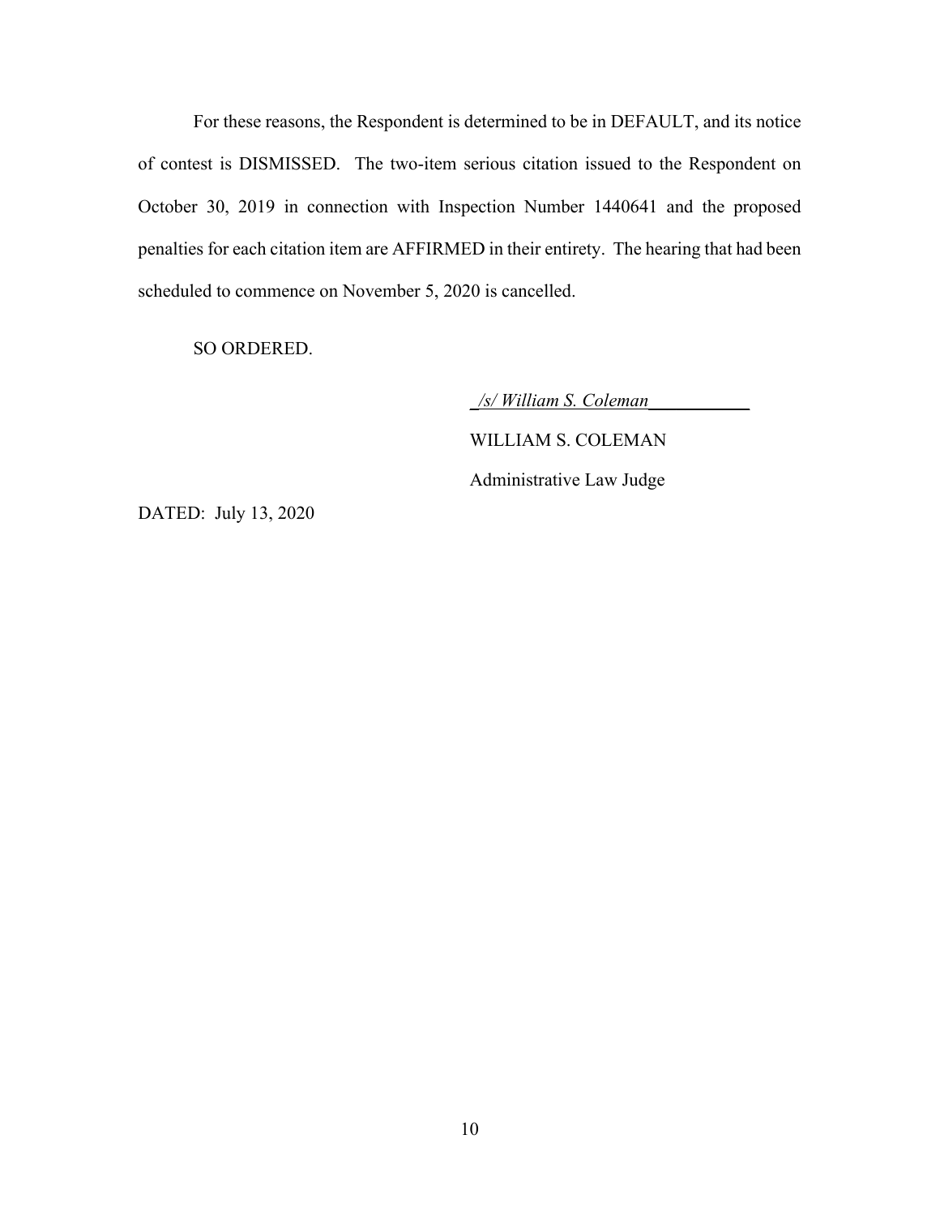For these reasons, the Respondent is determined to be in DEFAULT, and its notice of contest is DISMISSED. The two-item serious citation issued to the Respondent on October 30, 2019 in connection with Inspection Number 1440641 and the proposed penalties for each citation item are AFFIRMED in their entirety. The hearing that had been scheduled to commence on November 5, 2020 is cancelled.

SO ORDERED.

*/s/ William S. Coleman*

WILLIAM S. COLEMAN

Administrative Law Judge

DATED: July 13, 2020